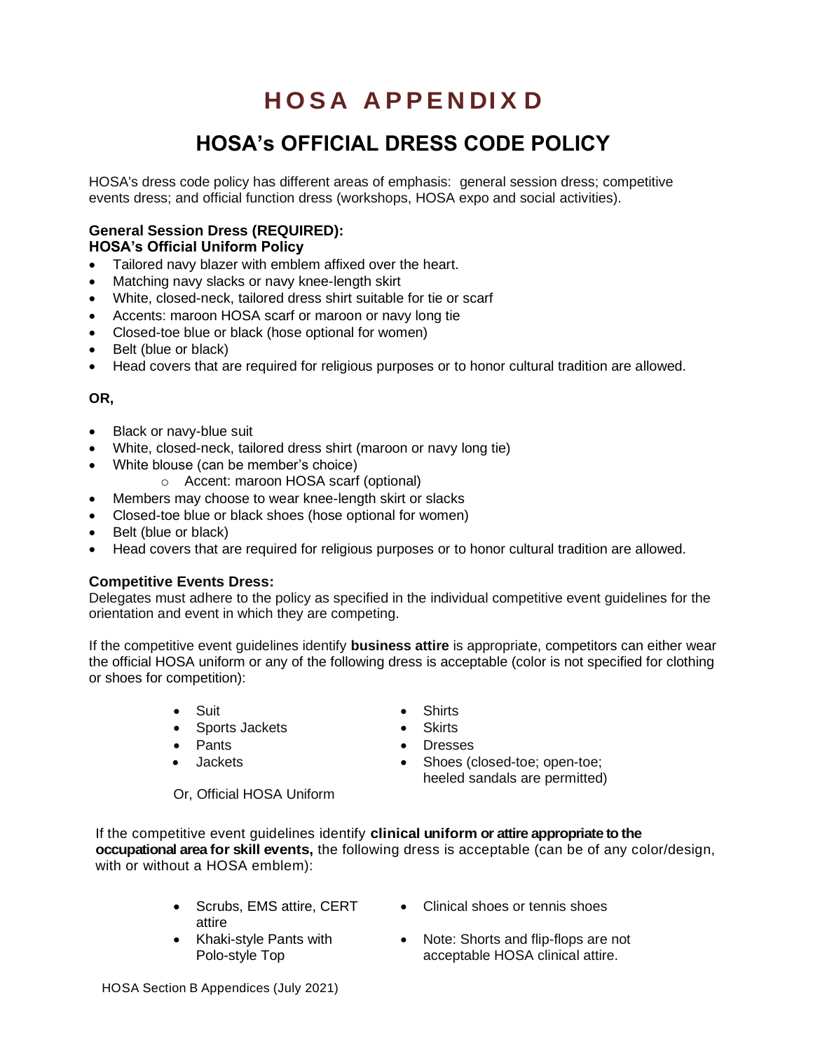# HOSA APPENDIX D

## HOSA's OFFICIAL DRESS CODE POLICY

HOSA's dress code policy has different areas of emphasis: general session dress; competitive events dress; and official function dress (workshops, HOSA expo and social activities).

**General Session Dress (REQUIRED):**
**HOSA's Official Uniform Policy**

- Tailored navy blazer with emblem affixed over the heart.
- Matching navy slacks or navy knee-length skirt
- White, closed-neck, tailored dress shirt suitable for tie or scarf
- Accents: maroon HOSA scarf or maroon or navy long tie
- Closed-toe blue or black (hose optional for women)
- Belt (blue or black)
- Head covers that are required for religious purposes or to honor cultural tradition are allowed.

**OR,**

- Black or navy-blue suit
- White, closed-neck, tailored dress shirt (maroon or navy long tie)
- White blouse (can be member's choice)
  - Accent: maroon HOSA scarf (optional)
- Members may choose to wear knee-length skirt or slacks
- Closed-toe blue or black shoes (hose optional for women)
- Belt (blue or black)
- Head covers that are required for religious purposes or to honor cultural tradition are allowed.

**Competitive Events Dress:**
Delegates must adhere to the policy as specified in the individual competitive event guidelines for the orientation and event in which they are competing.

If the competitive event guidelines identify **business attire** is appropriate, competitors can either wear the official HOSA uniform or any of the following dress is acceptable (color is not specified for clothing or shoes for competition):

- Suit
- Sports Jackets
- Pants
- Jackets
- Shirts
- Skirts
- Dresses
- Shoes (closed-toe; open-toe; heeled sandals are permitted)

Or, Official HOSA Uniform

If the competitive event guidelines identify **clinical uniform or attire appropriate to the occupational area for skill events,** the following dress is acceptable (can be of any color/design, with or without a HOSA emblem):

- Scrubs, EMS attire, CERT attire
- Khaki-style Pants with Polo-style Top
- Clinical shoes or tennis shoes
- Note: Shorts and flip-flops are not acceptable HOSA clinical attire.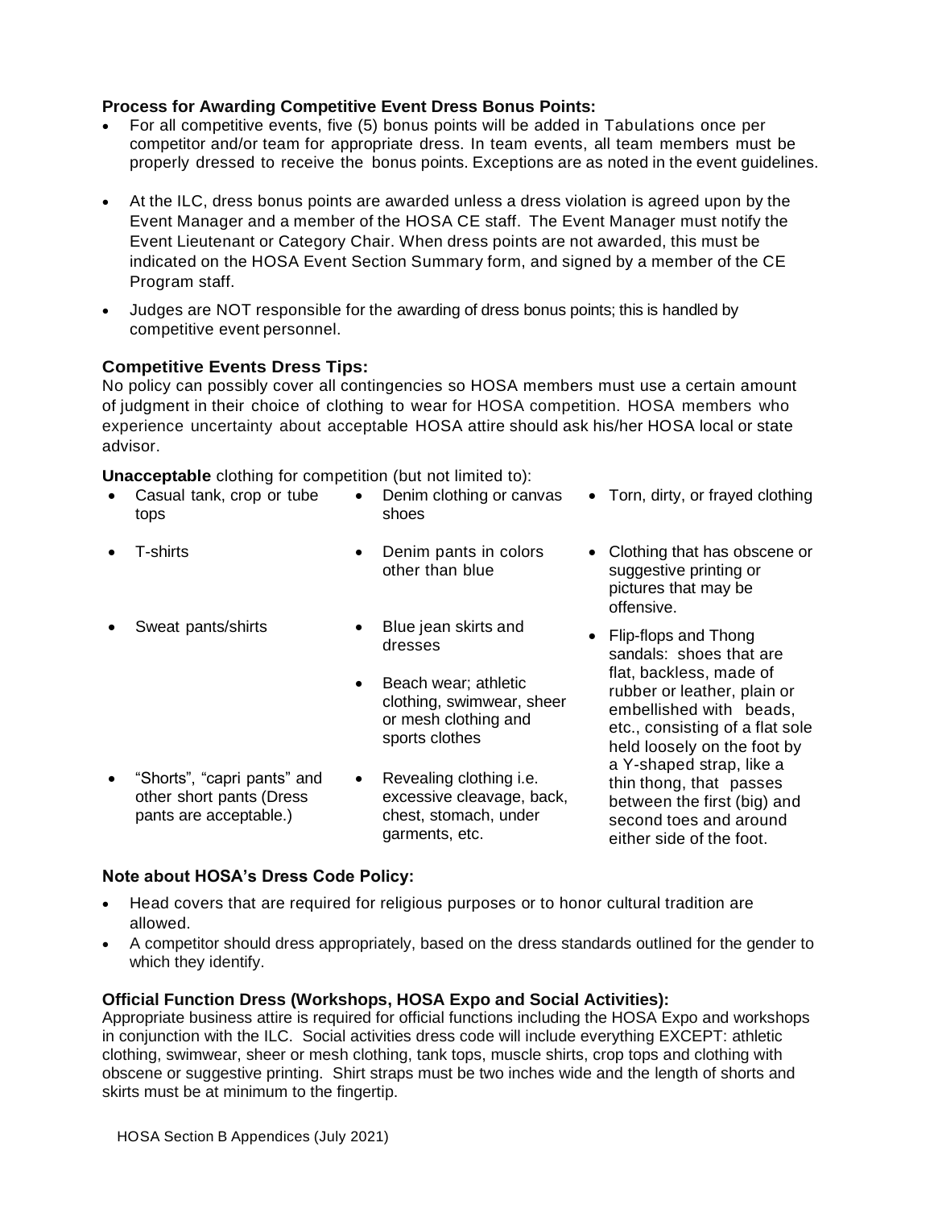**Process for Awarding Competitive Event Dress Bonus Points:**

- For all competitive events, five (5) bonus points will be added in Tabulations once per competitor and/or team for appropriate dress. In team events, all team members must be properly dressed to receive the bonus points. Exceptions are as noted in the event guidelines.
- At the ILC, dress bonus points are awarded unless a dress violation is agreed upon by the Event Manager and a member of the HOSA CE staff. The Event Manager must notify the Event Lieutenant or Category Chair. When dress points are not awarded, this must be indicated on the HOSA Event Section Summary form, and signed by a member of the CE Program staff.
- Judges are NOT responsible for the awarding of dress bonus points; this is handled by competitive event personnel.

## Competitive Events Dress Tips:

No policy can possibly cover all contingencies so HOSA members must use a certain amount of judgment in their choice of clothing to wear for HOSA competition. HOSA members who experience uncertainty about acceptable HOSA attire should ask his/her HOSA local or state advisor.

**Unacceptable** clothing for competition (but not limited to):

- Casual tank, crop or tube tops
- T-shirts
- Sweat pants/shirts
- "Shorts", "capri pants" and other short pants (Dress pants are acceptable.)
- Denim clothing or canvas shoes
- Denim pants in colors other than blue
- Blue jean skirts and dresses
- Beach wear; athletic clothing, swimwear, sheer or mesh clothing and sports clothes
- Revealing clothing i.e. excessive cleavage, back, chest, stomach, under garments, etc.
- Torn, dirty, or frayed clothing
- Clothing that has obscene or suggestive printing or pictures that may be offensive.
- Flip-flops and Thong sandals: shoes that are flat, backless, made of rubber or leather, plain or embellished with beads, etc., consisting of a flat sole held loosely on the foot by a Y-shaped strap, like a thin thong, that passes between the first (big) and second toes and around either side of the foot.

**Note about HOSA's Dress Code Policy:**

- Head covers that are required for religious purposes or to honor cultural tradition are allowed.
- A competitor should dress appropriately, based on the dress standards outlined for the gender to which they identify.

**Official Function Dress (Workshops, HOSA Expo and Social Activities):**

Appropriate business attire is required for official functions including the HOSA Expo and workshops in conjunction with the ILC. Social activities dress code will include everything EXCEPT: athletic clothing, swimwear, sheer or mesh clothing, tank tops, muscle shirts, crop tops and clothing with obscene or suggestive printing. Shirt straps must be two inches wide and the length of shorts and skirts must be at minimum to the fingertip.